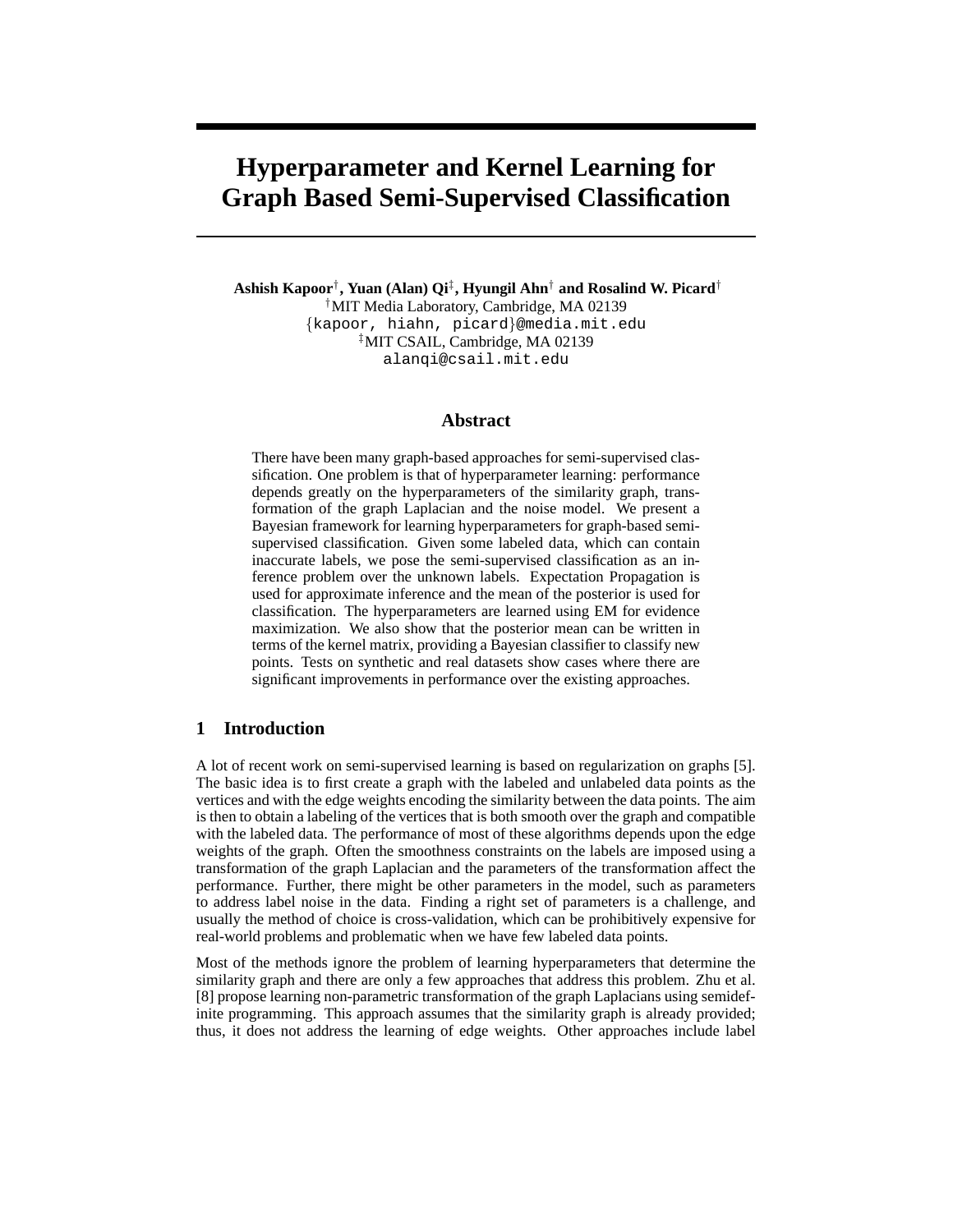# Hyperparameter and Kernel Learning for Graph Based Semi-Supervised Classification

**Ashish Kapoor[†], Yuan (Alan) Qi[‡], Hyungil Ahn[†] and Rosalind W. Picard[†]**
[†]MIT Media Laboratory, Cambridge, MA 02139
{kapoor, hiahn, picard}@media.mit.edu
[‡]MIT CSAIL, Cambridge, MA 02139
alanqi@csail.mit.edu

## Abstract

There have been many graph-based approaches for semi-supervised classification. One problem is that of hyperparameter learning: performance depends greatly on the hyperparameters of the similarity graph, transformation of the graph Laplacian and the noise model. We present a Bayesian framework for learning hyperparameters for graph-based semi-supervised classification. Given some labeled data, which can contain inaccurate labels, we pose the semi-supervised classification as an inference problem over the unknown labels. Expectation Propagation is used for approximate inference and the mean of the posterior is used for classification. The hyperparameters are learned using EM for evidence maximization. We also show that the posterior mean can be written in terms of the kernel matrix, providing a Bayesian classifier to classify new points. Tests on synthetic and real datasets show cases where there are significant improvements in performance over the existing approaches.

## 1 Introduction

A lot of recent work on semi-supervised learning is based on regularization on graphs [5]. The basic idea is to first create a graph with the labeled and unlabeled data points as the vertices and with the edge weights encoding the similarity between the data points. The aim is then to obtain a labeling of the vertices that is both smooth over the graph and compatible with the labeled data. The performance of most of these algorithms depends upon the edge weights of the graph. Often the smoothness constraints on the labels are imposed using a transformation of the graph Laplacian and the parameters of the transformation affect the performance. Further, there might be other parameters in the model, such as parameters to address label noise in the data. Finding a right set of parameters is a challenge, and usually the method of choice is cross-validation, which can be prohibitively expensive for real-world problems and problematic when we have few labeled data points.

Most of the methods ignore the problem of learning hyperparameters that determine the similarity graph and there are only a few approaches that address this problem. Zhu et al. [8] propose learning non-parametric transformation of the graph Laplacians using semidefinite programming. This approach assumes that the similarity graph is already provided; thus, it does not address the learning of edge weights. Other approaches include label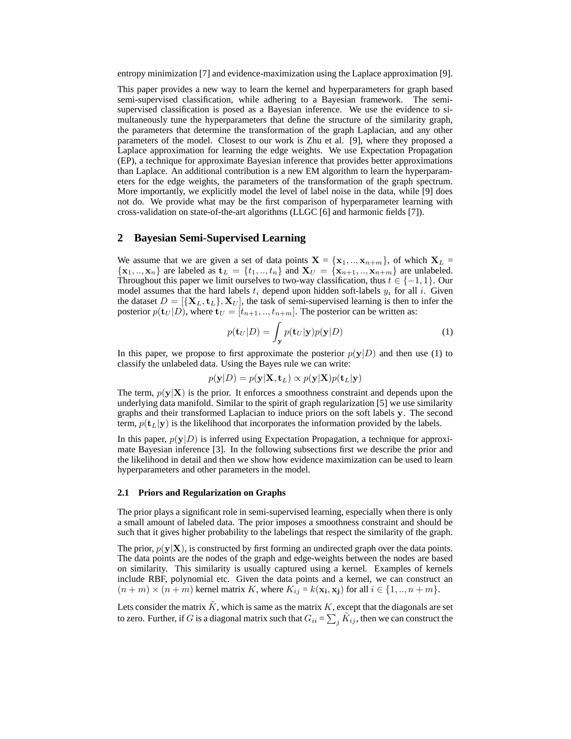entropy minimization [7] and evidence-maximization using the Laplace approximation [9].

This paper provides a new way to learn the kernel and hyperparameters for graph based semi-supervised classification, while adhering to a Bayesian framework. The semi-supervised classification is posed as a Bayesian inference. We use the evidence to simultaneously tune the hyperparameters that define the structure of the similarity graph, the parameters that determine the transformation of the graph Laplacian, and any other parameters of the model. Closest to our work is Zhu et al. [9], where they proposed a Laplace approximation for learning the edge weights. We use Expectation Propagation (EP), a technique for approximate Bayesian inference that provides better approximations than Laplace. An additional contribution is a new EM algorithm to learn the hyperparameters for the edge weights, the parameters of the transformation of the graph spectrum. More importantly, we explicitly model the level of label noise in the data, while [9] does not do. We provide what may be the first comparison of hyperparameter learning with cross-validation on state-of-the-art algorithms (LLGC [6] and harmonic fields [7]).

## 2 Bayesian Semi-Supervised Learning

We assume that we are given a set of data points $\mathbf{X} = \{\mathbf{x}_1, .., \mathbf{x}_{n+m}\}$, of which $\mathbf{X}_L = \{\mathbf{x}_1, .., \mathbf{x}_n\}$ are labeled as $\mathbf{t}_L = \{t_1, .., t_n\}$ and $\mathbf{X}_U = \{\mathbf{x}_{n+1}, .., \mathbf{x}_{n+m}\}$ are unlabeled. Throughout this paper we limit ourselves to two-way classification, thus $t \in \{-1, 1\}$. Our model assumes that the hard labels $t_i$ depend upon hidden soft-labels $y_i$ for all $i$. Given the dataset $D = [\{\mathbf{X}_L, \mathbf{t}_L\}, \mathbf{X}_U]$, the task of semi-supervised learning is then to infer the posterior $p(\mathbf{t}_U|D)$, where $\mathbf{t}_U = [t_{n+1}, .., t_{n+m}]$. The posterior can be written as:

$$p(\mathbf{t}_U|D) = \int_{\mathbf{y}} p(\mathbf{t}_U|\mathbf{y})p(\mathbf{y}|D) \tag{1}$$

In this paper, we propose to first approximate the posterior $p(\mathbf{y}|D)$ and then use (1) to classify the unlabeled data. Using the Bayes rule we can write:

$$p(\mathbf{y}|D) = p(\mathbf{y}|\mathbf{X}, \mathbf{t}_L) \propto p(\mathbf{y}|\mathbf{X})p(\mathbf{t}_L|\mathbf{y})$$

The term, $p(\mathbf{y}|\mathbf{X})$ is the prior. It enforces a smoothness constraint and depends upon the underlying data manifold. Similar to the spirit of graph regularization [5] we use similarity graphs and their transformed Laplacian to induce priors on the soft labels $\mathbf{y}$. The second term, $p(\mathbf{t}_L|\mathbf{y})$ is the likelihood that incorporates the information provided by the labels.

In this paper, $p(\mathbf{y}|D)$ is inferred using Expectation Propagation, a technique for approximate Bayesian inference [3]. In the following subsections first we describe the prior and the likelihood in detail and then we show how evidence maximization can be used to learn hyperparameters and other parameters in the model.

### 2.1 Priors and Regularization on Graphs

The prior plays a significant role in semi-supervised learning, especially when there is only a small amount of labeled data. The prior imposes a smoothness constraint and should be such that it gives higher probability to the labelings that respect the similarity of the graph.

The prior, $p(\mathbf{y}|\mathbf{X})$, is constructed by first forming an undirected graph over the data points. The data points are the nodes of the graph and edge-weights between the nodes are based on similarity. This similarity is usually captured using a kernel. Examples of kernels include RBF, polynomial etc. Given the data points and a kernel, we can construct an $(n + m) \times (n + m)$ kernel matrix $K$, where $K_{ij} = k(\mathbf{x_i}, \mathbf{x_j})$ for all $i \in \{1, .., n + m\}$.

Lets consider the matrix $\tilde{K}$, which is same as the matrix $K$, except that the diagonals are set to zero. Further, if $G$ is a diagonal matrix such that $G_{ii} = \sum_j \tilde{K}_{ij}$, then we can construct the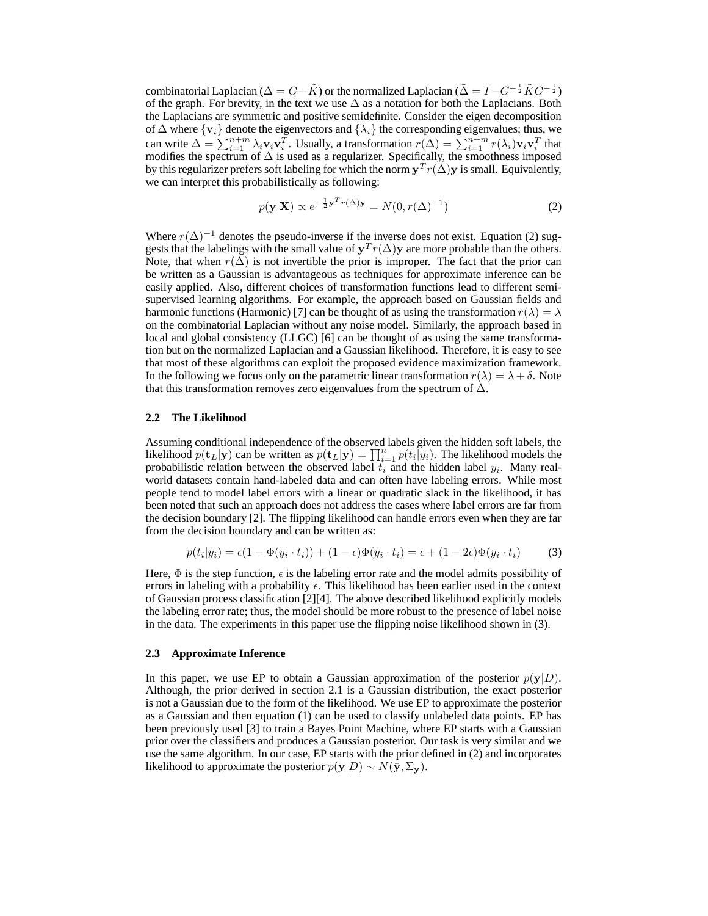combinatorial Laplacian ($\Delta = G - \tilde{K}$) or the normalized Laplacian ($\tilde{\Delta} = I - G^{-\frac{1}{2}}\tilde{K}G^{-\frac{1}{2}}$) of the graph. For brevity, in the text we use $\Delta$ as a notation for both the Laplacians. Both the Laplacians are symmetric and positive semidefinite. Consider the eigen decomposition of $\Delta$ where $\{\mathbf{v}_i\}$ denote the eigenvectors and $\{\lambda_i\}$ the corresponding eigenvalues; thus, we can write $\Delta = \sum_{i=1}^{n+m} \lambda_i \mathbf{v}_i \mathbf{v}_i^T$. Usually, a transformation $r(\Delta) = \sum_{i=1}^{n+m} r(\lambda_i) \mathbf{v}_i \mathbf{v}_i^T$ that modifies the spectrum of $\Delta$ is used as a regularizer. Specifically, the smoothness imposed by this regularizer prefers soft labeling for which the norm $\mathbf{y}^T r(\Delta)\mathbf{y}$ is small. Equivalently, we can interpret this probabilistically as following:

$$p(\mathbf{y}|\mathbf{X}) \propto e^{-\frac{1}{2}\mathbf{y}^T r(\Delta)\mathbf{y}} = N(0, r(\Delta)^{-1}) \tag{2}$$

Where $r(\Delta)^{-1}$ denotes the pseudo-inverse if the inverse does not exist. Equation (2) suggests that the labelings with the small value of $\mathbf{y}^T r(\Delta)\mathbf{y}$ are more probable than the others. Note, that when $r(\Delta)$ is not invertible the prior is improper. The fact that the prior can be written as a Gaussian is advantageous as techniques for approximate inference can be easily applied. Also, different choices of transformation functions lead to different semi-supervised learning algorithms. For example, the approach based on Gaussian fields and harmonic functions (Harmonic) [7] can be thought of as using the transformation $r(\lambda) = \lambda$ on the combinatorial Laplacian without any noise model. Similarly, the approach based in local and global consistency (LLGC) [6] can be thought of as using the same transformation but on the normalized Laplacian and a Gaussian likelihood. Therefore, it is easy to see that most of these algorithms can exploit the proposed evidence maximization framework. In the following we focus only on the parametric linear transformation $r(\lambda) = \lambda + \delta$. Note that this transformation removes zero eigenvalues from the spectrum of $\Delta$.

### 2.2 The Likelihood

Assuming conditional independence of the observed labels given the hidden soft labels, the likelihood $p(\mathbf{t}_L|\mathbf{y})$ can be written as $p(\mathbf{t}_L|\mathbf{y}) = \prod_{i=1}^{n} p(t_i|y_i)$. The likelihood models the probabilistic relation between the observed label $t_i$ and the hidden label $y_i$. Many real-world datasets contain hand-labeled data and can often have labeling errors. While most people tend to model label errors with a linear or quadratic slack in the likelihood, it has been noted that such an approach does not address the cases where label errors are far from the decision boundary [2]. The flipping likelihood can handle errors even when they are far from the decision boundary and can be written as:

$$p(t_i|y_i) = \epsilon(1 - \Phi(y_i \cdot t_i)) + (1 - \epsilon)\Phi(y_i \cdot t_i) = \epsilon + (1 - 2\epsilon)\Phi(y_i \cdot t_i) \tag{3}$$

Here, $\Phi$ is the step function, $\epsilon$ is the labeling error rate and the model admits possibility of errors in labeling with a probability $\epsilon$. This likelihood has been earlier used in the context of Gaussian process classification [2][4]. The above described likelihood explicitly models the labeling error rate; thus, the model should be more robust to the presence of label noise in the data. The experiments in this paper use the flipping noise likelihood shown in (3).

### 2.3 Approximate Inference

In this paper, we use EP to obtain a Gaussian approximation of the posterior $p(\mathbf{y}|D)$. Although, the prior derived in section 2.1 is a Gaussian distribution, the exact posterior is not a Gaussian due to the form of the likelihood. We use EP to approximate the posterior as a Gaussian and then equation (1) can be used to classify unlabeled data points. EP has been previously used [3] to train a Bayes Point Machine, where EP starts with a Gaussian prior over the classifiers and produces a Gaussian posterior. Our task is very similar and we use the same algorithm. In our case, EP starts with the prior defined in (2) and incorporates likelihood to approximate the posterior $p(\mathbf{y}|D) \sim N(\bar{\mathbf{y}}, \Sigma_{\mathbf{y}})$.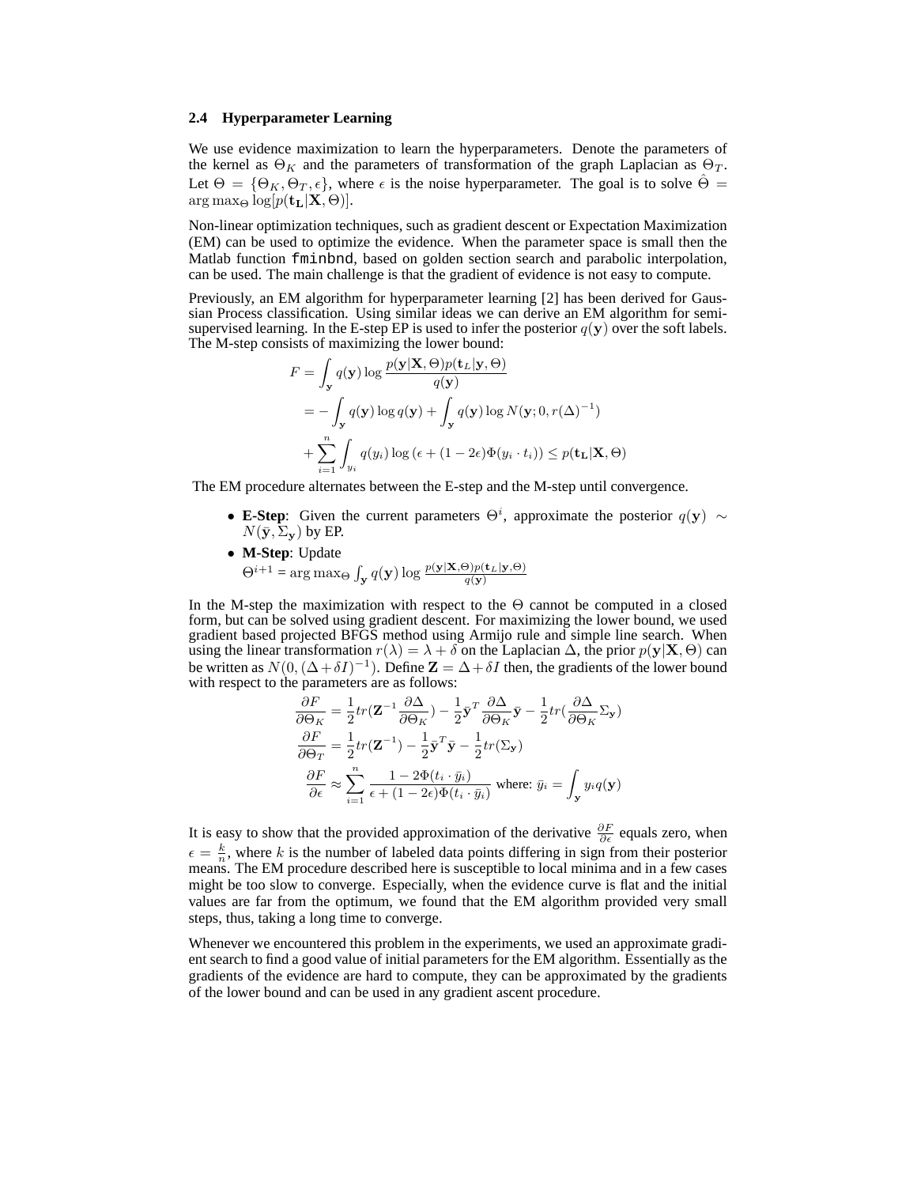### 2.4 Hyperparameter Learning

We use evidence maximization to learn the hyperparameters. Denote the parameters of the kernel as $\Theta_K$ and the parameters of transformation of the graph Laplacian as $\Theta_T$. Let $\Theta = \{\Theta_K, \Theta_T, \epsilon\}$, where $\epsilon$ is the noise hyperparameter. The goal is to solve $\hat{\Theta} = \arg\max_{\Theta} \log[p(\mathbf{t_L}|\mathbf{X}, \Theta)]$.

Non-linear optimization techniques, such as gradient descent or Expectation Maximization (EM) can be used to optimize the evidence. When the parameter space is small then the Matlab function `fminbnd`, based on golden section search and parabolic interpolation, can be used. The main challenge is that the gradient of evidence is not easy to compute.

Previously, an EM algorithm for hyperparameter learning [2] has been derived for Gaussian Process classification. Using similar ideas we can derive an EM algorithm for semi-supervised learning. In the E-step EP is used to infer the posterior $q(\mathbf{y})$ over the soft labels. The M-step consists of maximizing the lower bound:

$$
\begin{aligned}
F &= \int_{\mathbf{y}} q(\mathbf{y}) \log \frac{p(\mathbf{y}|\mathbf{X},\Theta)p(\mathbf{t}_L|\mathbf{y},\Theta)}{q(\mathbf{y})} \\
&= -\int_{\mathbf{y}} q(\mathbf{y}) \log q(\mathbf{y}) + \int_{\mathbf{y}} q(\mathbf{y}) \log N(\mathbf{y}; 0, r(\Delta)^{-1}) \\
&+ \sum_{i=1}^{n} \int_{y_i} q(y_i) \log\left(\epsilon + (1-2\epsilon)\Phi(y_i \cdot t_i)\right) \leq p(\mathbf{t_L}|\mathbf{X},\Theta)
\end{aligned}
$$

The EM procedure alternates between the E-step and the M-step until convergence.

- **E-Step**: Given the current parameters $\Theta^i$, approximate the posterior $q(\mathbf{y}) \sim N(\bar{\mathbf{y}}, \Sigma_{\mathbf{y}})$ by EP.
- **M-Step**: Update
  $\Theta^{i+1} = \arg\max_{\Theta} \int_{\mathbf{y}} q(\mathbf{y}) \log \frac{p(\mathbf{y}|\mathbf{X},\Theta)p(\mathbf{t}_L|\mathbf{y},\Theta)}{q(\mathbf{y})}$

In the M-step the maximization with respect to the $\Theta$ cannot be computed in a closed form, but can be solved using gradient descent. For maximizing the lower bound, we used gradient based projected BFGS method using Armijo rule and simple line search. When using the linear transformation $r(\lambda) = \lambda + \delta$ on the Laplacian $\Delta$, the prior $p(\mathbf{y}|\mathbf{X}, \Theta)$ can be written as $N(0, (\Delta + \delta I)^{-1})$. Define $\mathbf{Z} = \Delta + \delta I$ then, the gradients of the lower bound with respect to the parameters are as follows:

$$
\begin{aligned}
\frac{\partial F}{\partial \Theta_K} &= \frac{1}{2} tr(\mathbf{Z}^{-1} \frac{\partial \Delta}{\partial \Theta_K}) - \frac{1}{2} \bar{\mathbf{y}}^T \frac{\partial \Delta}{\partial \Theta_K} \bar{\mathbf{y}} - \frac{1}{2} tr(\frac{\partial \Delta}{\partial \Theta_K} \Sigma_{\mathbf{y}}) \\
\frac{\partial F}{\partial \Theta_T} &= \frac{1}{2} tr(\mathbf{Z}^{-1}) - \frac{1}{2} \bar{\mathbf{y}}^T \bar{\mathbf{y}} - \frac{1}{2} tr(\Sigma_{\mathbf{y}}) \\
\frac{\partial F}{\partial \epsilon} &\approx \sum_{i=1}^{n} \frac{1 - 2\Phi(t_i \cdot \bar{y}_i)}{\epsilon + (1-2\epsilon)\Phi(t_i \cdot \bar{y}_i)} \text{ where: } \bar{y}_i = \int_{\mathbf{y}} y_i q(\mathbf{y})
\end{aligned}
$$

It is easy to show that the provided approximation of the derivative $\frac{\partial F}{\partial \epsilon}$ equals zero, when $\epsilon = \frac{k}{n}$, where $k$ is the number of labeled data points differing in sign from their posterior means. The EM procedure described here is susceptible to local minima and in a few cases might be too slow to converge. Especially, when the evidence curve is flat and the initial values are far from the optimum, we found that the EM algorithm provided very small steps, thus, taking a long time to converge.

Whenever we encountered this problem in the experiments, we used an approximate gradient search to find a good value of initial parameters for the EM algorithm. Essentially as the gradients of the evidence are hard to compute, they can be approximated by the gradients of the lower bound and can be used in any gradient ascent procedure.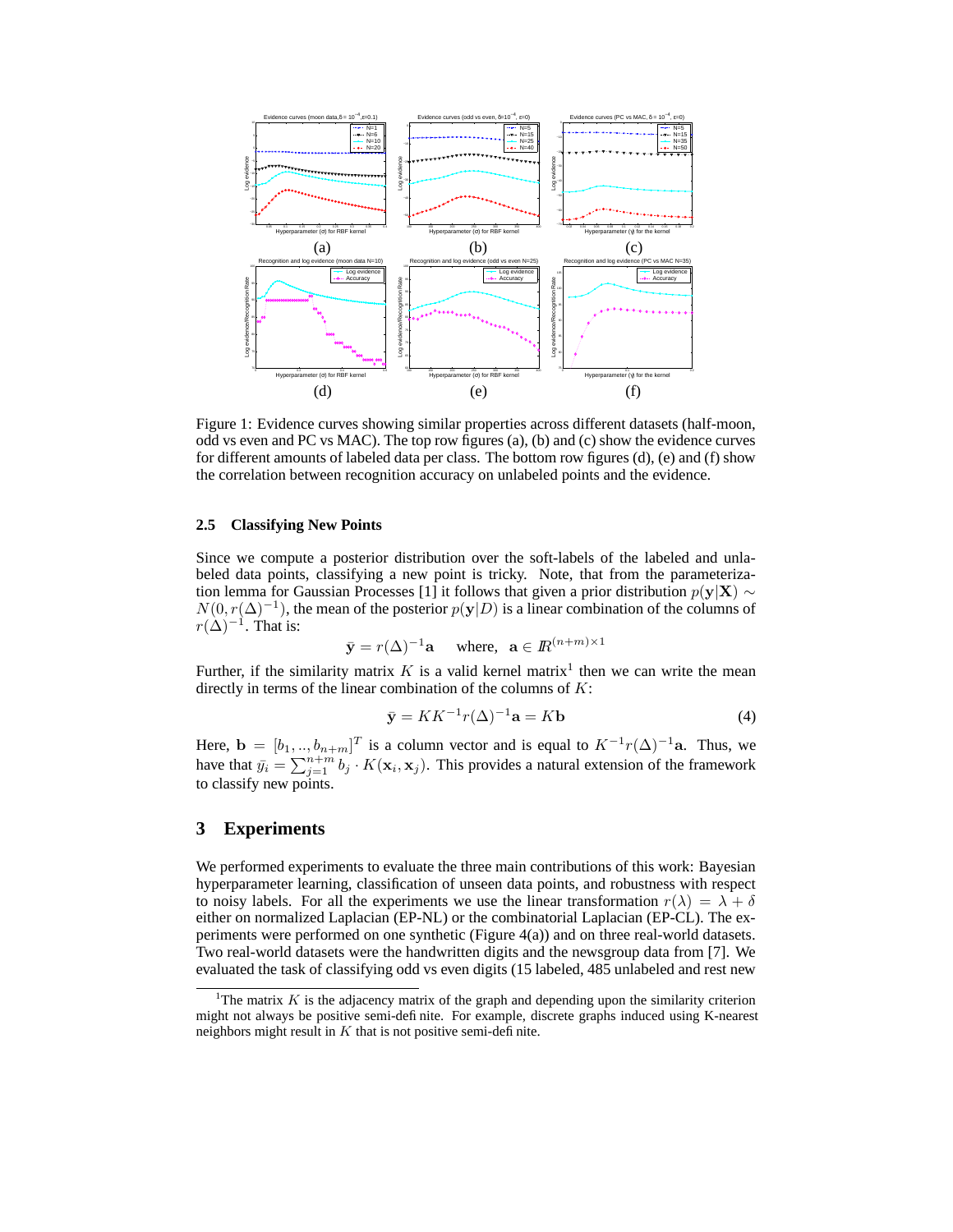Figure 1: Evidence curves showing similar properties across different datasets (half-moon, odd vs even and PC vs MAC). The top row figures (a), (b) and (c) show the evidence curves for different amounts of labeled data per class. The bottom row figures (d), (e) and (f) show the correlation between recognition accuracy on unlabeled points and the evidence.

### 2.5 Classifying New Points

Since we compute a posterior distribution over the soft-labels of the labeled and unlabeled data points, classifying a new point is tricky. Note, that from the parameterization lemma for Gaussian Processes [1] it follows that given a prior distribution $p(\mathbf{y}|\mathbf{X}) \sim N(0, r(\Delta)^{-1})$, the mean of the posterior $p(\mathbf{y}|D)$ is a linear combination of the columns of $r(\Delta)^{-1}$. That is:

$$\bar{\mathbf{y}} = r(\Delta)^{-1}\mathbf{a} \quad \text{where,} \quad \mathbf{a} \in \mathbb{R}^{(n+m)\times 1}$$

Further, if the similarity matrix $K$ is a valid kernel matrix[1] then we can write the mean directly in terms of the linear combination of the columns of $K$:

$$\bar{\mathbf{y}} = KK^{-1}r(\Delta)^{-1}\mathbf{a} = K\mathbf{b} \tag{4}$$

Here, $\mathbf{b} = [b_1, .., b_{n+m}]^T$ is a column vector and is equal to $K^{-1}r(\Delta)^{-1}\mathbf{a}$. Thus, we have that $\bar{y}_i = \sum_{j=1}^{n+m} b_j \cdot K(\mathbf{x}_i, \mathbf{x}_j)$. This provides a natural extension of the framework to classify new points.

## 3 Experiments

We performed experiments to evaluate the three main contributions of this work: Bayesian hyperparameter learning, classification of unseen data points, and robustness with respect to noisy labels. For all the experiments we use the linear transformation $r(\lambda) = \lambda + \delta$ either on normalized Laplacian (EP-NL) or the combinatorial Laplacian (EP-CL). The experiments were performed on one synthetic (Figure 4(a)) and on three real-world datasets. Two real-world datasets were the handwritten digits and the newsgroup data from [7]. We evaluated the task of classifying odd vs even digits (15 labeled, 485 unlabeled and rest new

[1]The matrix $K$ is the adjacency matrix of the graph and depending upon the similarity criterion might not always be positive semi-definite. For example, discrete graphs induced using K-nearest neighbors might result in $K$ that is not positive semi-definite.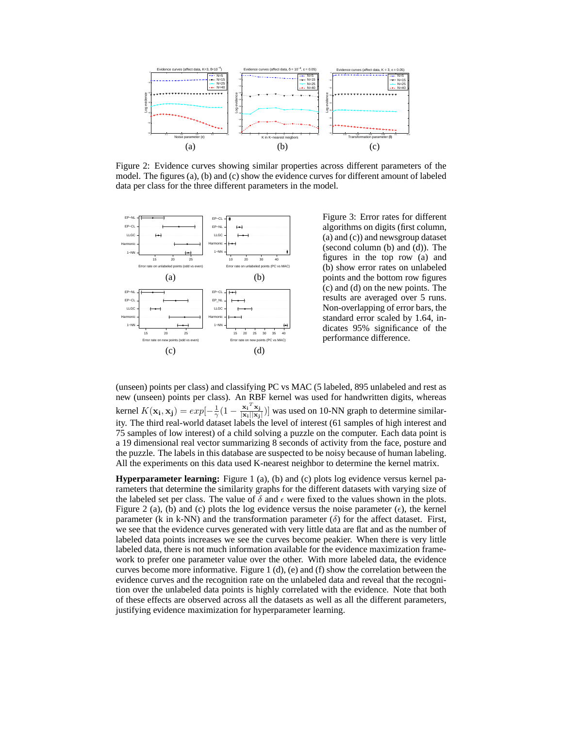Figure 2: Evidence curves showing similar properties across different parameters of the model. The figures (a), (b) and (c) show the evidence curves for different amount of labeled data per class for the three different parameters in the model.

Figure 3: Error rates for different algorithms on digits (first column, (a) and (c)) and newsgroup dataset (second column (b) and (d)). The figures in the top row (a) and (b) show error rates on unlabeled points and the bottom row figures (c) and (d) on the new points. The results are averaged over 5 runs. Non-overlapping of error bars, the standard error scaled by 1.64, indicates 95% significance of the performance difference.

(unseen) points per class) and classifying PC vs MAC (5 labeled, 895 unlabeled and rest as new (unseen) points per class). An RBF kernel was used for handwritten digits, whereas kernel $K(\mathbf{x_i}, \mathbf{x_j}) = exp[-\frac{1}{\gamma}(1 - \frac{\mathbf{x_i}^T \mathbf{x_j}}{|\mathbf{x_i}||\mathbf{x_j}|})]$ was used on 10-NN graph to determine similarity. The third real-world dataset labels the level of interest (61 samples of high interest and 75 samples of low interest) of a child solving a puzzle on the computer. Each data point is a 19 dimensional real vector summarizing 8 seconds of activity from the face, posture and the puzzle. The labels in this database are suspected to be noisy because of human labeling. All the experiments on this data used K-nearest neighbor to determine the kernel matrix.

**Hyperparameter learning:** Figure 1 (a), (b) and (c) plots log evidence versus kernel parameters that determine the similarity graphs for the different datasets with varying size of the labeled set per class. The value of $\delta$ and $\epsilon$ were fixed to the values shown in the plots. Figure 2 (a), (b) and (c) plots the log evidence versus the noise parameter ($\epsilon$), the kernel parameter (k in k-NN) and the transformation parameter ($\delta$) for the affect dataset. First, we see that the evidence curves generated with very little data are flat and as the number of labeled data points increases we see the curves become peakier. When there is very little labeled data, there is not much information available for the evidence maximization framework to prefer one parameter value over the other. With more labeled data, the evidence curves become more informative. Figure 1 (d), (e) and (f) show the correlation between the evidence curves and the recognition rate on the unlabeled data and reveal that the recognition over the unlabeled data points is highly correlated with the evidence. Note that both of these effects are observed across all the datasets as well as all the different parameters, justifying evidence maximization for hyperparameter learning.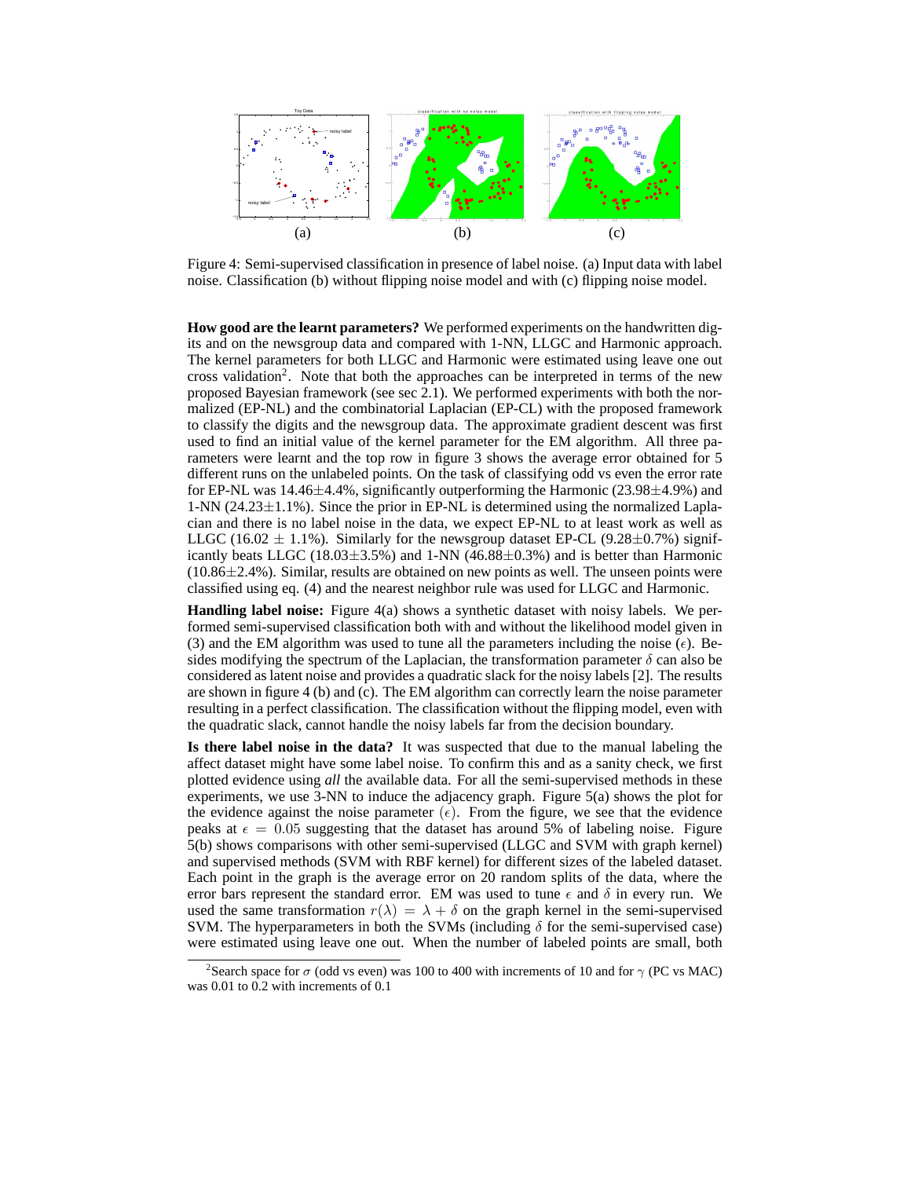Figure 4: Semi-supervised classification in presence of label noise. (a) Input data with label noise. Classification (b) without flipping noise model and with (c) flipping noise model.

**How good are the learnt parameters?** We performed experiments on the handwritten digits and on the newsgroup data and compared with 1-NN, LLGC and Harmonic approach. The kernel parameters for both LLGC and Harmonic were estimated using leave one out cross validation[2]. Note that both the approaches can be interpreted in terms of the new proposed Bayesian framework (see sec 2.1). We performed experiments with both the normalized (EP-NL) and the combinatorial Laplacian (EP-CL) with the proposed framework to classify the digits and the newsgroup data. The approximate gradient descent was first used to find an initial value of the kernel parameter for the EM algorithm. All three parameters were learnt and the top row in figure 3 shows the average error obtained for 5 different runs on the unlabeled points. On the task of classifying odd vs even the error rate for EP-NL was 14.46±4.4%, significantly outperforming the Harmonic (23.98±4.9%) and 1-NN (24.23±1.1%). Since the prior in EP-NL is determined using the normalized Laplacian and there is no label noise in the data, we expect EP-NL to at least work as well as LLGC (16.02 ± 1.1%). Similarly for the newsgroup dataset EP-CL (9.28±0.7%) significantly beats LLGC (18.03±3.5%) and 1-NN (46.88±0.3%) and is better than Harmonic (10.86±2.4%). Similar, results are obtained on new points as well. The unseen points were classified using eq. (4) and the nearest neighbor rule was used for LLGC and Harmonic.

**Handling label noise:** Figure 4(a) shows a synthetic dataset with noisy labels. We performed semi-supervised classification both with and without the likelihood model given in (3) and the EM algorithm was used to tune all the parameters including the noise ($\epsilon$). Besides modifying the spectrum of the Laplacian, the transformation parameter $\delta$ can also be considered as latent noise and provides a quadratic slack for the noisy labels [2]. The results are shown in figure 4 (b) and (c). The EM algorithm can correctly learn the noise parameter resulting in a perfect classification. The classification without the flipping model, even with the quadratic slack, cannot handle the noisy labels far from the decision boundary.

**Is there label noise in the data?** It was suspected that due to the manual labeling the affect dataset might have some label noise. To confirm this and as a sanity check, we first plotted evidence using *all* the available data. For all the semi-supervised methods in these experiments, we use 3-NN to induce the adjacency graph. Figure 5(a) shows the plot for the evidence against the noise parameter ($\epsilon$). From the figure, we see that the evidence peaks at $\epsilon = 0.05$ suggesting that the dataset has around 5% of labeling noise. Figure 5(b) shows comparisons with other semi-supervised (LLGC and SVM with graph kernel) and supervised methods (SVM with RBF kernel) for different sizes of the labeled dataset. Each point in the graph is the average error on 20 random splits of the data, where the error bars represent the standard error. EM was used to tune $\epsilon$ and $\delta$ in every run. We used the same transformation $r(\lambda) = \lambda + \delta$ on the graph kernel in the semi-supervised SVM. The hyperparameters in both the SVMs (including $\delta$ for the semi-supervised case) were estimated using leave one out. When the number of labeled points are small, both

[2]Search space for $\sigma$ (odd vs even) was 100 to 400 with increments of 10 and for $\gamma$ (PC vs MAC) was 0.01 to 0.2 with increments of 0.1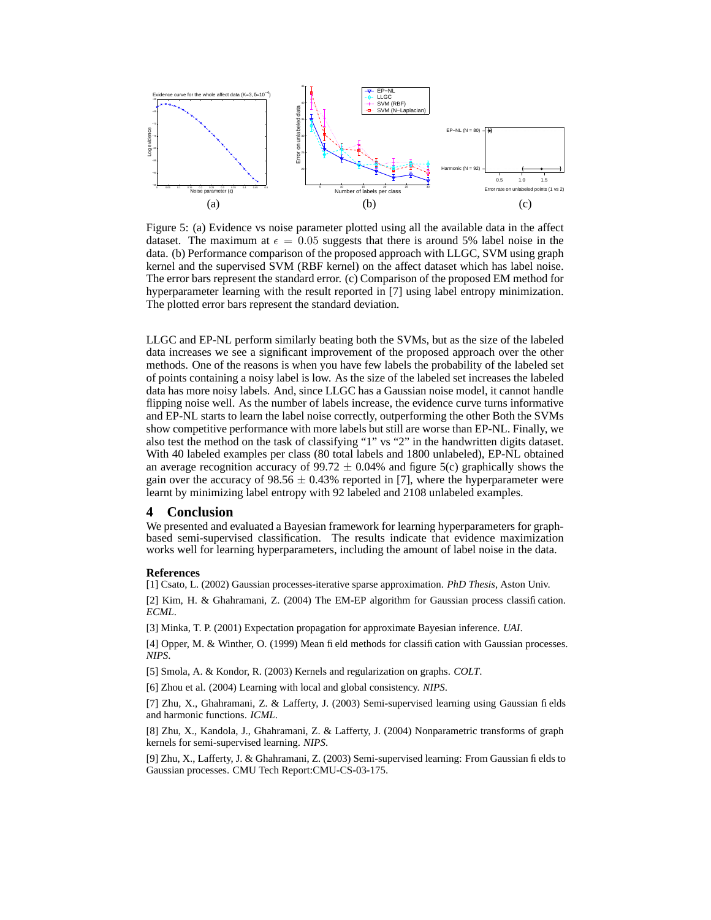Evidence curve for the whole affect data (K=3, δ=10$^{-4}$)

Log evidence

Noise parameter (ε)

(a)

Error on unlabeled data

Number of labels per class

EP−NL
LLGC
SVM (RBF)
SVM (N−Laplacian)

(b)

EP−NL (N = 80)

Harmonic (N = 92)

0.5
1.0
1.5

Error rate on unlabeled points (1 vs 2)

(c)

Figure 5: (a) Evidence vs noise parameter plotted using all the available data in the affect dataset. The maximum at $\epsilon = 0.05$ suggests that there is around 5% label noise in the data. (b) Performance comparison of the proposed approach with LLGC, SVM using graph kernel and the supervised SVM (RBF kernel) on the affect dataset which has label noise. The error bars represent the standard error. (c) Comparison of the proposed EM method for hyperparameter learning with the result reported in [7] using label entropy minimization. The plotted error bars represent the standard deviation.

LLGC and EP-NL perform similarly beating both the SVMs, but as the size of the labeled data increases we see a significant improvement of the proposed approach over the other methods. One of the reasons is when you have few labels the probability of the labeled set of points containing a noisy label is low. As the size of the labeled set increases the labeled data has more noisy labels. And, since LLGC has a Gaussian noise model, it cannot handle flipping noise well. As the number of labels increase, the evidence curve turns informative and EP-NL starts to learn the label noise correctly, outperforming the other Both the SVMs show competitive performance with more labels but still are worse than EP-NL. Finally, we also test the method on the task of classifying "1" vs "2" in the handwritten digits dataset. With 40 labeled examples per class (80 total labels and 1800 unlabeled), EP-NL obtained an average recognition accuracy of $99.72 \pm 0.04$% and figure 5(c) graphically shows the gain over the accuracy of $98.56 \pm 0.43$% reported in [7], where the hyperparameter were learnt by minimizing label entropy with 92 labeled and 2108 unlabeled examples.

## 4 Conclusion

We presented and evaluated a Bayesian framework for learning hyperparameters for graph-based semi-supervised classification. The results indicate that evidence maximization works well for learning hyperparameters, including the amount of label noise in the data.

### References

[1] Csato, L. (2002) Gaussian processes-iterative sparse approximation. *PhD Thesis*, Aston Univ.

[2] Kim, H. & Ghahramani, Z. (2004) The EM-EP algorithm for Gaussian process classification. *ECML*.

[3] Minka, T. P. (2001) Expectation propagation for approximate Bayesian inference. *UAI*.

[4] Opper, M. & Winther, O. (1999) Mean field methods for classification with Gaussian processes. *NIPS*.

[5] Smola, A. & Kondor, R. (2003) Kernels and regularization on graphs. *COLT*.

[6] Zhou et al. (2004) Learning with local and global consistency. *NIPS*.

[7] Zhu, X., Ghahramani, Z. & Lafferty, J. (2003) Semi-supervised learning using Gaussian fields and harmonic functions. *ICML*.

[8] Zhu, X., Kandola, J., Ghahramani, Z. & Lafferty, J. (2004) Nonparametric transforms of graph kernels for semi-supervised learning. *NIPS*.

[9] Zhu, X., Lafferty, J. & Ghahramani, Z. (2003) Semi-supervised learning: From Gaussian fields to Gaussian processes. CMU Tech Report:CMU-CS-03-175.